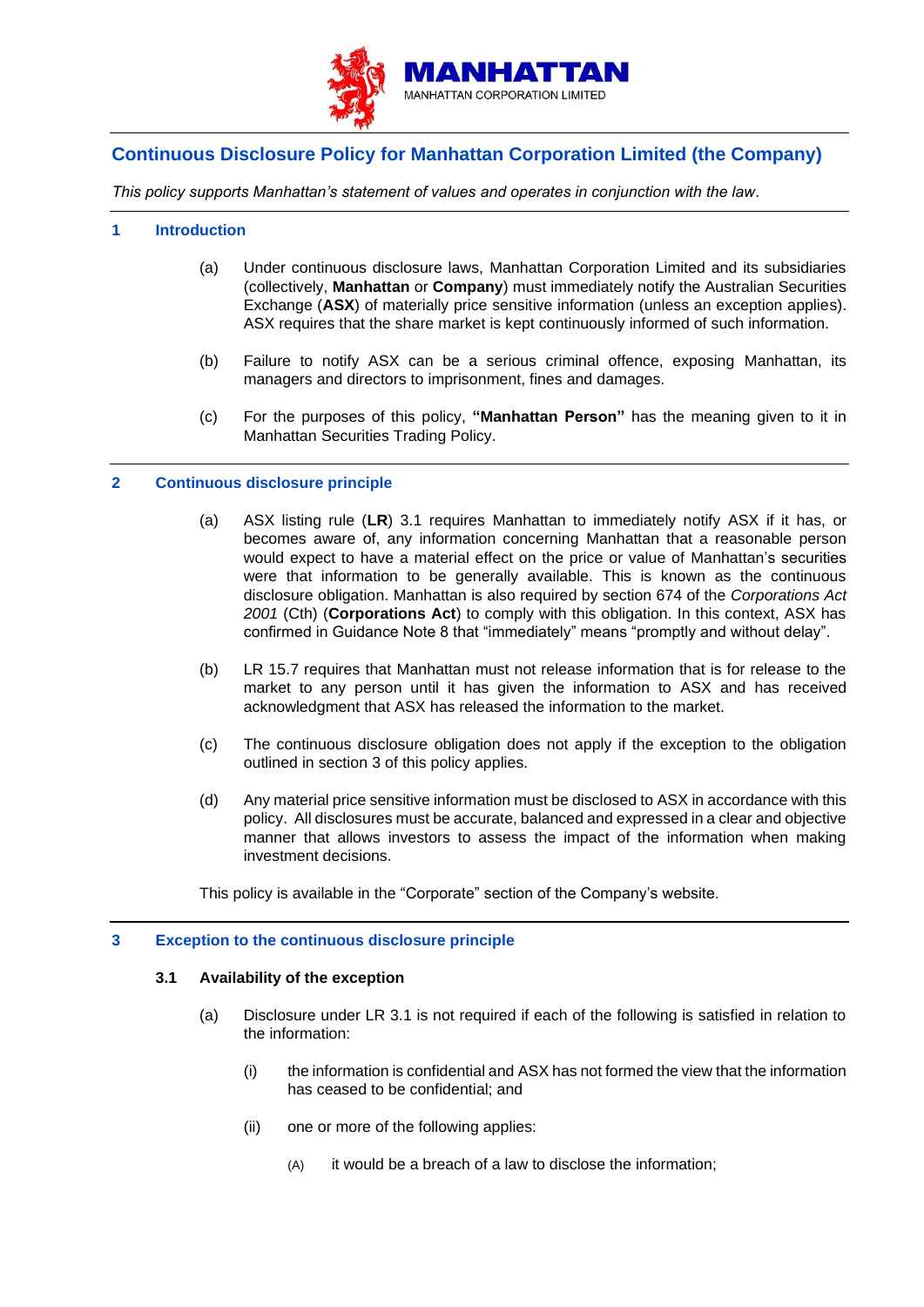MANHATTAN

MANHATTAN CORPORATION LIMITED

# Continuous Disclosure Policy for Manhattan Corporation Limited (the Company)

*This policy supports Manhattan's statement of values and operates in conjunction with the law.*

## 1 Introduction

(a) Under continuous disclosure laws, Manhattan Corporation Limited and its subsidiaries (collectively, **Manhattan** or **Company**) must immediately notify the Australian Securities Exchange (**ASX**) of materially price sensitive information (unless an exception applies). ASX requires that the share market is kept continuously informed of such information.

(b) Failure to notify ASX can be a serious criminal offence, exposing Manhattan, its managers and directors to imprisonment, fines and damages.

(c) For the purposes of this policy, **"Manhattan Person"** has the meaning given to it in Manhattan Securities Trading Policy.

## 2 Continuous disclosure principle

(a) ASX listing rule (**LR**) 3.1 requires Manhattan to immediately notify ASX if it has, or becomes aware of, any information concerning Manhattan that a reasonable person would expect to have a material effect on the price or value of Manhattan's securities were that information to be generally available. This is known as the continuous disclosure obligation. Manhattan is also required by section 674 of the *Corporations Act 2001* (Cth) (**Corporations Act**) to comply with this obligation. In this context, ASX has confirmed in Guidance Note 8 that "immediately" means "promptly and without delay".

(b) LR 15.7 requires that Manhattan must not release information that is for release to the market to any person until it has given the information to ASX and has received acknowledgment that ASX has released the information to the market.

(c) The continuous disclosure obligation does not apply if the exception to the obligation outlined in section 3 of this policy applies.

(d) Any material price sensitive information must be disclosed to ASX in accordance with this policy. All disclosures must be accurate, balanced and expressed in a clear and objective manner that allows investors to assess the impact of the information when making investment decisions.

This policy is available in the "Corporate" section of the Company's website.

## 3 Exception to the continuous disclosure principle

### 3.1 Availability of the exception

(a) Disclosure under LR 3.1 is not required if each of the following is satisfied in relation to the information:

(i) the information is confidential and ASX has not formed the view that the information has ceased to be confidential; and

(ii) one or more of the following applies:

(A) it would be a breach of a law to disclose the information;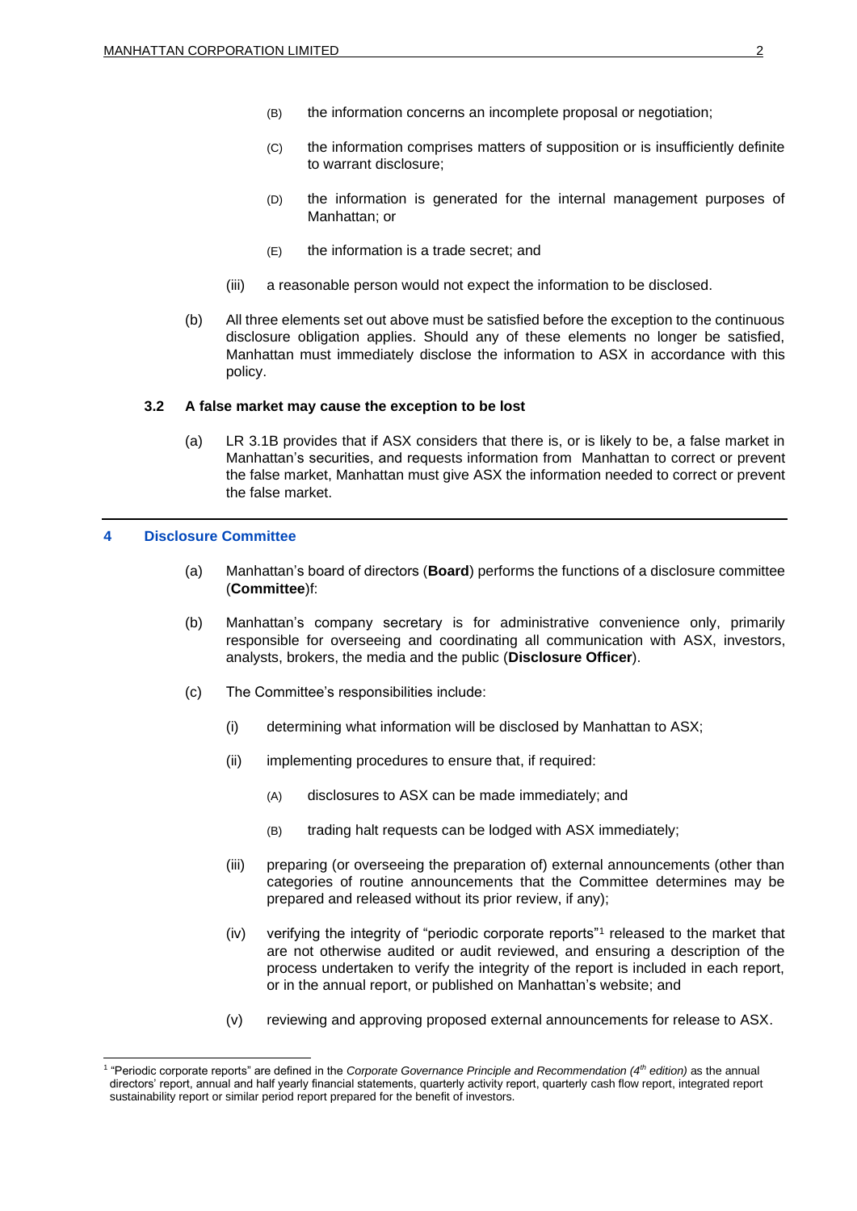(B) the information concerns an incomplete proposal or negotiation;

(C) the information comprises matters of supposition or is insufficiently definite to warrant disclosure;

(D) the information is generated for the internal management purposes of Manhattan; or

(E) the information is a trade secret; and

(iii) a reasonable person would not expect the information to be disclosed.

(b) All three elements set out above must be satisfied before the exception to the continuous disclosure obligation applies. Should any of these elements no longer be satisfied, Manhattan must immediately disclose the information to ASX in accordance with this policy.

### 3.2 A false market may cause the exception to be lost

(a) LR 3.1B provides that if ASX considers that there is, or is likely to be, a false market in Manhattan's securities, and requests information from Manhattan to correct or prevent the false market, Manhattan must give ASX the information needed to correct or prevent the false market.

## 4 Disclosure Committee

(a) Manhattan's board of directors (**Board**) performs the functions of a disclosure committee (**Committee**)f:

(b) Manhattan's company secretary is for administrative convenience only, primarily responsible for overseeing and coordinating all communication with ASX, investors, analysts, brokers, the media and the public (**Disclosure Officer**).

(c) The Committee's responsibilities include:

(i) determining what information will be disclosed by Manhattan to ASX;

(ii) implementing procedures to ensure that, if required:

(A) disclosures to ASX can be made immediately; and

(B) trading halt requests can be lodged with ASX immediately;

(iii) preparing (or overseeing the preparation of) external announcements (other than categories of routine announcements that the Committee determines may be prepared and released without its prior review, if any);

(iv) verifying the integrity of "periodic corporate reports"[1] released to the market that are not otherwise audited or audit reviewed, and ensuring a description of the process undertaken to verify the integrity of the report is included in each report, or in the annual report, or published on Manhattan's website; and

(v) reviewing and approving proposed external announcements for release to ASX.

[1] "Periodic corporate reports" are defined in the *Corporate Governance Principle and Recommendation (4th edition)* as the annual directors' report, annual and half yearly financial statements, quarterly activity report, quarterly cash flow report, integrated report sustainability report or similar period report prepared for the benefit of investors.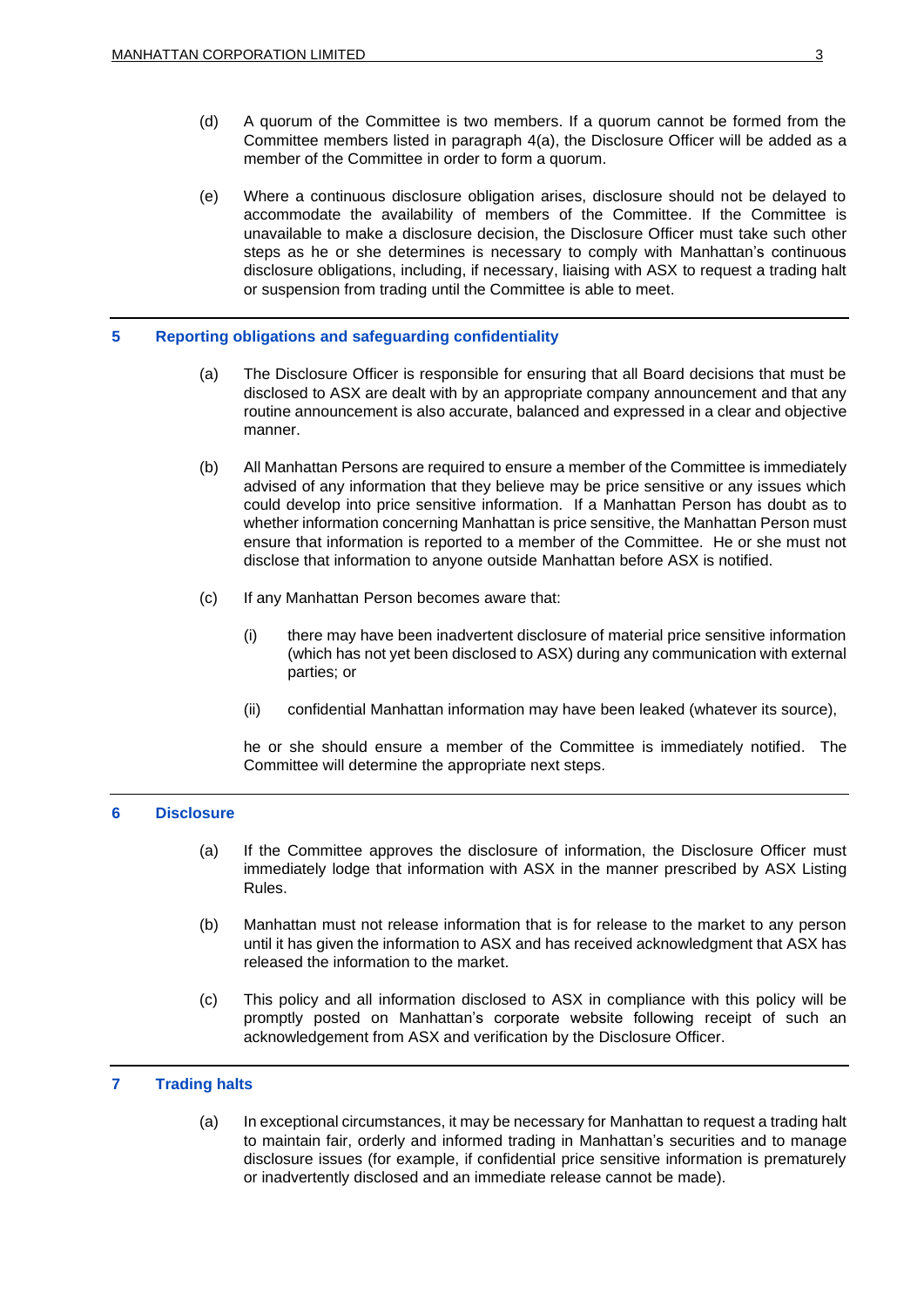(d) A quorum of the Committee is two members. If a quorum cannot be formed from the Committee members listed in paragraph 4(a), the Disclosure Officer will be added as a member of the Committee in order to form a quorum.

(e) Where a continuous disclosure obligation arises, disclosure should not be delayed to accommodate the availability of members of the Committee. If the Committee is unavailable to make a disclosure decision, the Disclosure Officer must take such other steps as he or she determines is necessary to comply with Manhattan's continuous disclosure obligations, including, if necessary, liaising with ASX to request a trading halt or suspension from trading until the Committee is able to meet.

## 5 Reporting obligations and safeguarding confidentiality

(a) The Disclosure Officer is responsible for ensuring that all Board decisions that must be disclosed to ASX are dealt with by an appropriate company announcement and that any routine announcement is also accurate, balanced and expressed in a clear and objective manner.

(b) All Manhattan Persons are required to ensure a member of the Committee is immediately advised of any information that they believe may be price sensitive or any issues which could develop into price sensitive information. If a Manhattan Person has doubt as to whether information concerning Manhattan is price sensitive, the Manhattan Person must ensure that information is reported to a member of the Committee. He or she must not disclose that information to anyone outside Manhattan before ASX is notified.

(c) If any Manhattan Person becomes aware that:

   (i) there may have been inadvertent disclosure of material price sensitive information (which has not yet been disclosed to ASX) during any communication with external parties; or

   (ii) confidential Manhattan information may have been leaked (whatever its source),

   he or she should ensure a member of the Committee is immediately notified. The Committee will determine the appropriate next steps.

## 6 Disclosure

(a) If the Committee approves the disclosure of information, the Disclosure Officer must immediately lodge that information with ASX in the manner prescribed by ASX Listing Rules.

(b) Manhattan must not release information that is for release to the market to any person until it has given the information to ASX and has received acknowledgment that ASX has released the information to the market.

(c) This policy and all information disclosed to ASX in compliance with this policy will be promptly posted on Manhattan's corporate website following receipt of such an acknowledgement from ASX and verification by the Disclosure Officer.

## 7 Trading halts

(a) In exceptional circumstances, it may be necessary for Manhattan to request a trading halt to maintain fair, orderly and informed trading in Manhattan's securities and to manage disclosure issues (for example, if confidential price sensitive information is prematurely or inadvertently disclosed and an immediate release cannot be made).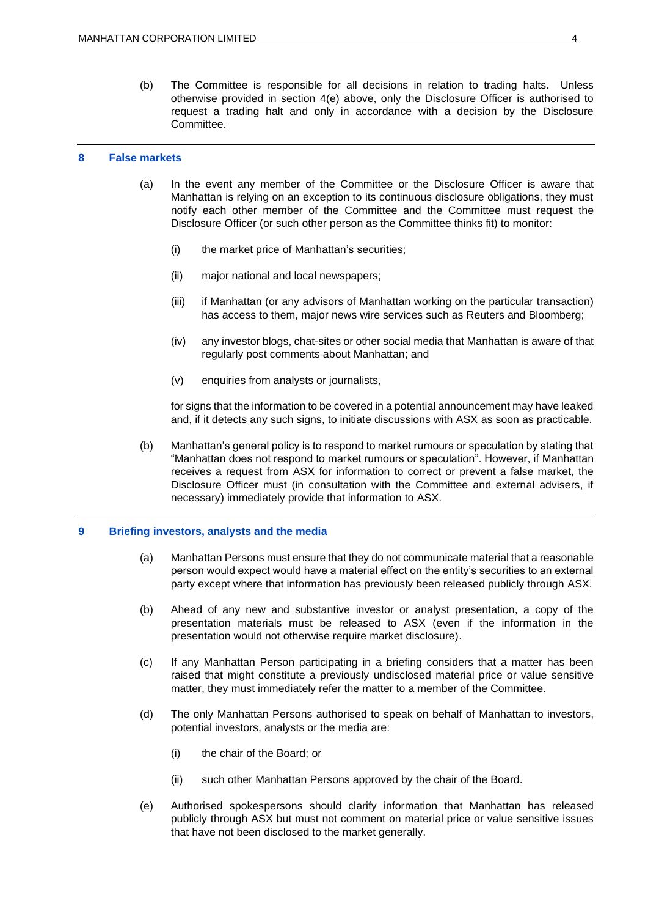(b) The Committee is responsible for all decisions in relation to trading halts. Unless otherwise provided in section 4(e) above, only the Disclosure Officer is authorised to request a trading halt and only in accordance with a decision by the Disclosure Committee.

## 8 False markets

(a) In the event any member of the Committee or the Disclosure Officer is aware that Manhattan is relying on an exception to its continuous disclosure obligations, they must notify each other member of the Committee and the Committee must request the Disclosure Officer (or such other person as the Committee thinks fit) to monitor:

- (i) the market price of Manhattan's securities;
- (ii) major national and local newspapers;
- (iii) if Manhattan (or any advisors of Manhattan working on the particular transaction) has access to them, major news wire services such as Reuters and Bloomberg;
- (iv) any investor blogs, chat-sites or other social media that Manhattan is aware of that regularly post comments about Manhattan; and
- (v) enquiries from analysts or journalists,

for signs that the information to be covered in a potential announcement may have leaked and, if it detects any such signs, to initiate discussions with ASX as soon as practicable.

(b) Manhattan's general policy is to respond to market rumours or speculation by stating that "Manhattan does not respond to market rumours or speculation". However, if Manhattan receives a request from ASX for information to correct or prevent a false market, the Disclosure Officer must (in consultation with the Committee and external advisers, if necessary) immediately provide that information to ASX.

## 9 Briefing investors, analysts and the media

(a) Manhattan Persons must ensure that they do not communicate material that a reasonable person would expect would have a material effect on the entity's securities to an external party except where that information has previously been released publicly through ASX.

(b) Ahead of any new and substantive investor or analyst presentation, a copy of the presentation materials must be released to ASX (even if the information in the presentation would not otherwise require market disclosure).

(c) If any Manhattan Person participating in a briefing considers that a matter has been raised that might constitute a previously undisclosed material price or value sensitive matter, they must immediately refer the matter to a member of the Committee.

(d) The only Manhattan Persons authorised to speak on behalf of Manhattan to investors, potential investors, analysts or the media are:

- (i) the chair of the Board; or
- (ii) such other Manhattan Persons approved by the chair of the Board.

(e) Authorised spokespersons should clarify information that Manhattan has released publicly through ASX but must not comment on material price or value sensitive issues that have not been disclosed to the market generally.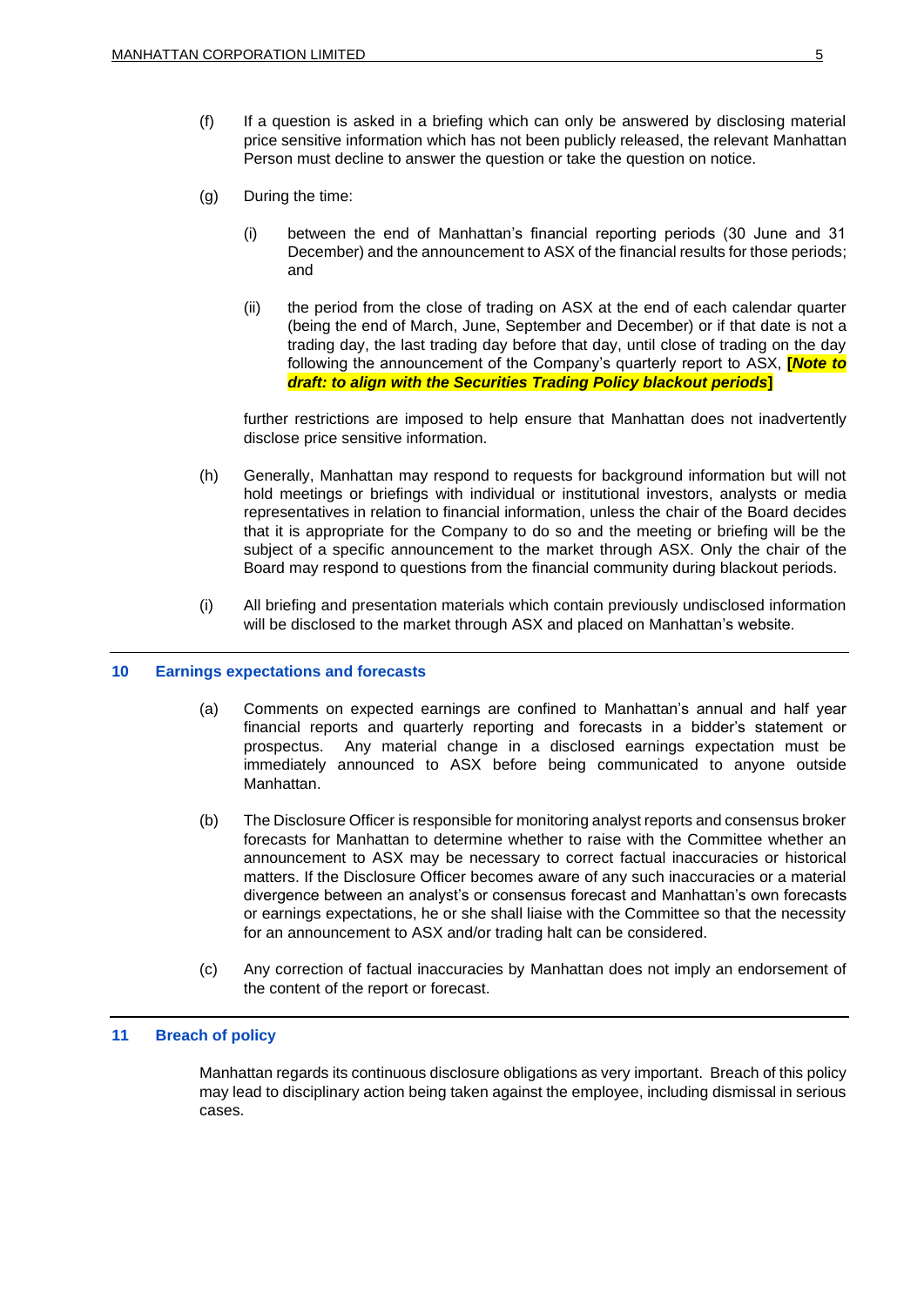(f) If a question is asked in a briefing which can only be answered by disclosing material price sensitive information which has not been publicly released, the relevant Manhattan Person must decline to answer the question or take the question on notice.

(g) During the time:

(i) between the end of Manhattan's financial reporting periods (30 June and 31 December) and the announcement to ASX of the financial results for those periods; and

(ii) the period from the close of trading on ASX at the end of each calendar quarter (being the end of March, June, September and December) or if that date is not a trading day, the last trading day before that day, until close of trading on the day following the announcement of the Company's quarterly report to ASX, **[*Note to draft: to align with the Securities Trading Policy blackout periods*]**

further restrictions are imposed to help ensure that Manhattan does not inadvertently disclose price sensitive information.

(h) Generally, Manhattan may respond to requests for background information but will not hold meetings or briefings with individual or institutional investors, analysts or media representatives in relation to financial information, unless the chair of the Board decides that it is appropriate for the Company to do so and the meeting or briefing will be the subject of a specific announcement to the market through ASX. Only the chair of the Board may respond to questions from the financial community during blackout periods.

(i) All briefing and presentation materials which contain previously undisclosed information will be disclosed to the market through ASX and placed on Manhattan's website.

## 10 Earnings expectations and forecasts

(a) Comments on expected earnings are confined to Manhattan's annual and half year financial reports and quarterly reporting and forecasts in a bidder's statement or prospectus. Any material change in a disclosed earnings expectation must be immediately announced to ASX before being communicated to anyone outside Manhattan.

(b) The Disclosure Officer is responsible for monitoring analyst reports and consensus broker forecasts for Manhattan to determine whether to raise with the Committee whether an announcement to ASX may be necessary to correct factual inaccuracies or historical matters. If the Disclosure Officer becomes aware of any such inaccuracies or a material divergence between an analyst's or consensus forecast and Manhattan's own forecasts or earnings expectations, he or she shall liaise with the Committee so that the necessity for an announcement to ASX and/or trading halt can be considered.

(c) Any correction of factual inaccuracies by Manhattan does not imply an endorsement of the content of the report or forecast.

## 11 Breach of policy

Manhattan regards its continuous disclosure obligations as very important. Breach of this policy may lead to disciplinary action being taken against the employee, including dismissal in serious cases.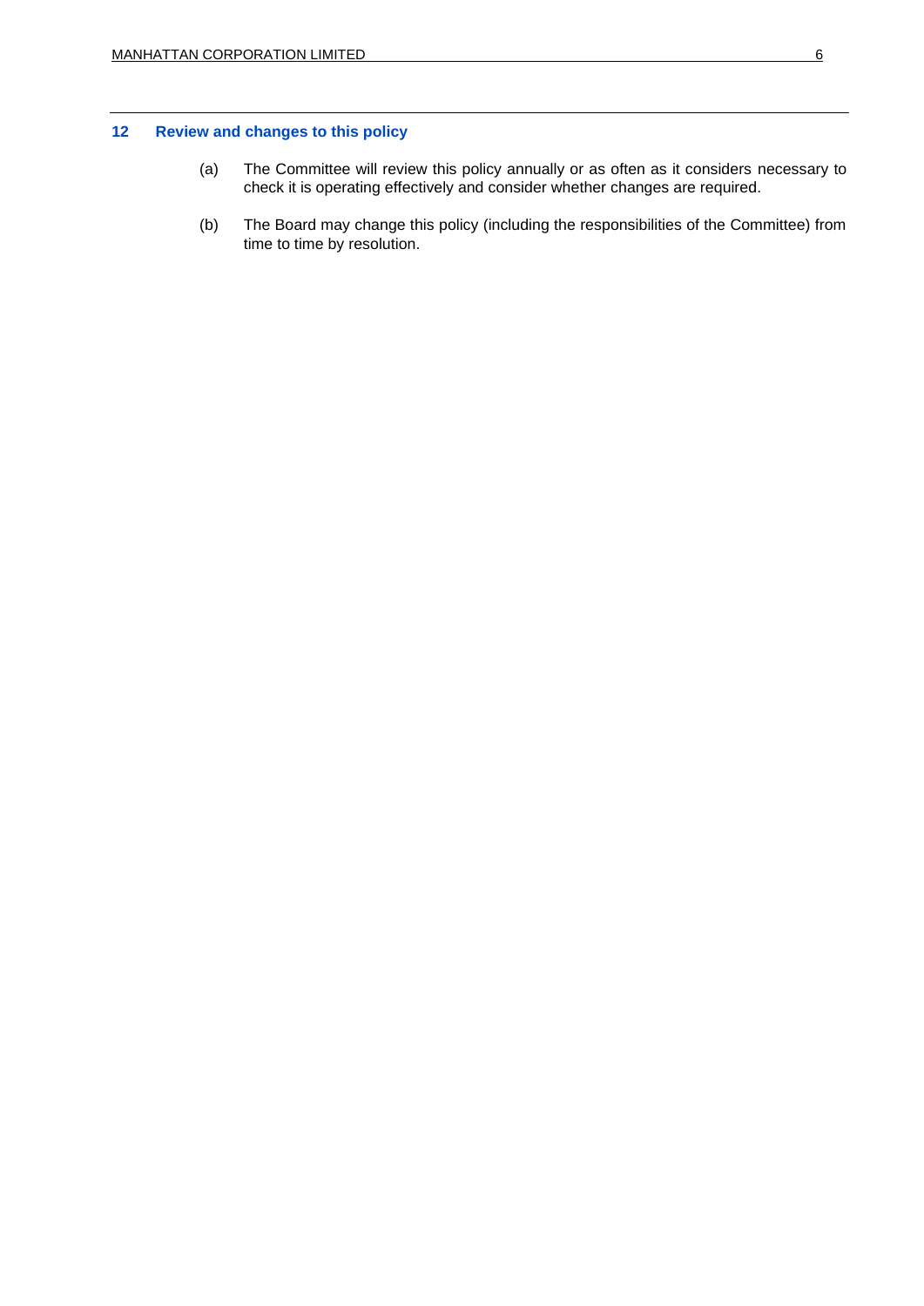## 12 Review and changes to this policy

(a) The Committee will review this policy annually or as often as it considers necessary to check it is operating effectively and consider whether changes are required.

(b) The Board may change this policy (including the responsibilities of the Committee) from time to time by resolution.